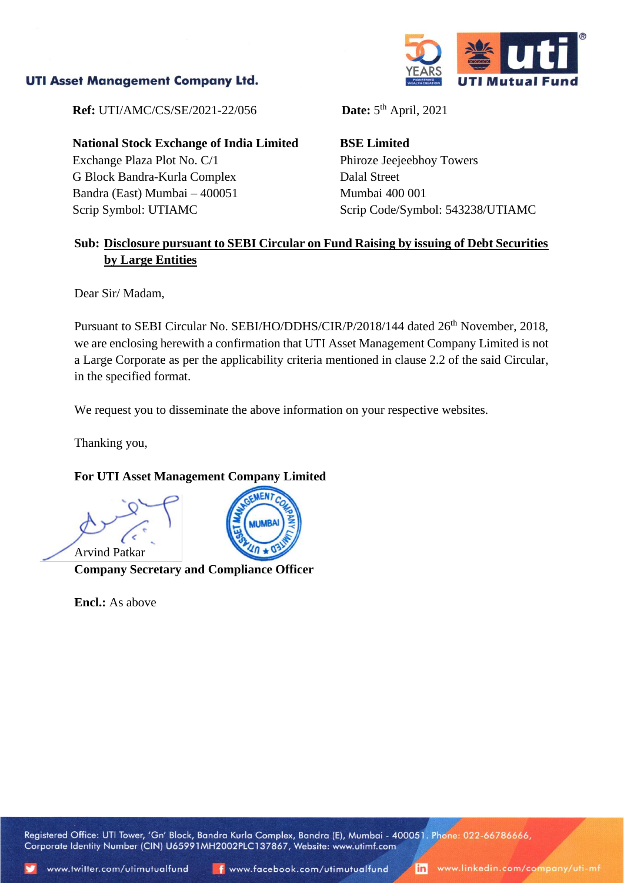**UTI Asset Management Company Ltd.**

**Ref:** UTI/AMC/CS/SE/2021-22/056

**Date:** 5th April, 2021

**National Stock Exchange of India Limited**
Exchange Plaza Plot No. C/1
G Block Bandra-Kurla Complex
Bandra (East) Mumbai – 400051
Scrip Symbol: UTIAMC

**BSE Limited**
Phiroze Jeejeebhoy Towers
Dalal Street
Mumbai 400 001
Scrip Code/Symbol: 543238/UTIAMC

**Sub: Disclosure pursuant to SEBI Circular on Fund Raising by issuing of Debt Securities by Large Entities**

Dear Sir/ Madam,

Pursuant to SEBI Circular No. SEBI/HO/DDHS/CIR/P/2018/144 dated 26th November, 2018, we are enclosing herewith a confirmation that UTI Asset Management Company Limited is not a Large Corporate as per the applicability criteria mentioned in clause 2.2 of the said Circular, in the specified format.

We request you to disseminate the above information on your respective websites.

Thanking you,

**For UTI Asset Management Company Limited**

Arvind Patkar
**Company Secretary and Compliance Officer**

**Encl.:** As above

Registered Office: UTI Tower, 'Gn' Block, Bandra Kurla Complex, Bandra (E), Mumbai - 400051. Phone: 022-66786666, Corporate Identity Number (CIN) U65991MH2002PLC137867, Website: www.utimf.com

www.twitter.com/utimutualfund www.facebook.com/utimutualfund www.linkedin.com/company/uti-mf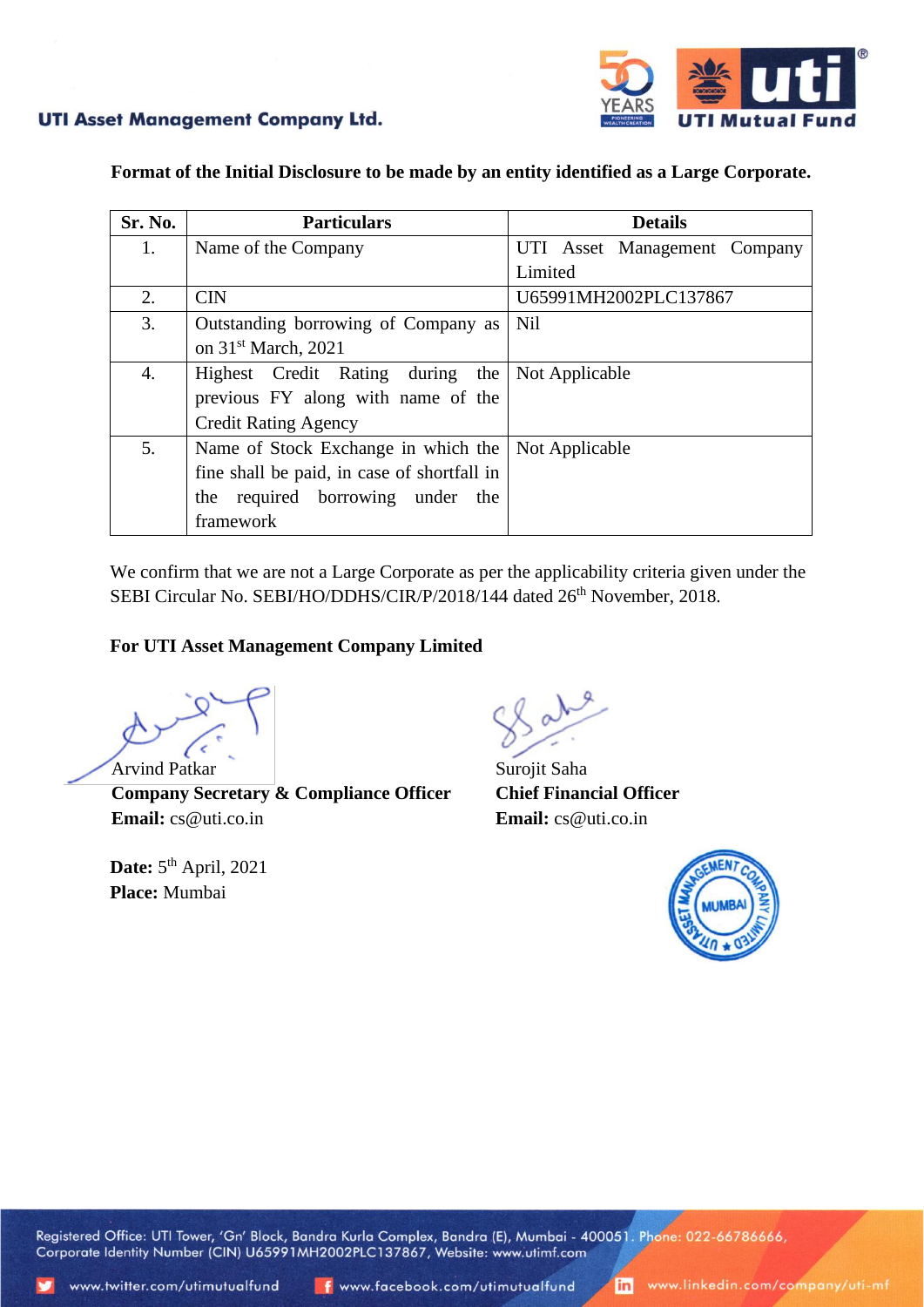**Format of the Initial Disclosure to be made by an entity identified as a Large Corporate.**

| Sr. No. | Particulars | Details |
|---|---|---|
| 1. | Name of the Company | UTI Asset Management Company Limited |
| 2. | CIN | U65991MH2002PLC137867 |
| 3. | Outstanding borrowing of Company as on 31st March, 2021 | Nil |
| 4. | Highest Credit Rating during the previous FY along with name of the Credit Rating Agency | Not Applicable |
| 5. | Name of Stock Exchange in which the fine shall be paid, in case of shortfall in the required borrowing under the framework | Not Applicable |

We confirm that we are not a Large Corporate as per the applicability criteria given under the SEBI Circular No. SEBI/HO/DDHS/CIR/P/2018/144 dated 26th November, 2018.

**For UTI Asset Management Company Limited**

Arvind Patkar
**Company Secretary & Compliance Officer**
**Email:** cs@uti.co.in

Surojit Saha
**Chief Financial Officer**
**Email:** cs@uti.co.in

**Date:** 5th April, 2021
**Place:** Mumbai

Registered Office: UTI Tower, 'Gn' Block, Bandra Kurla Complex, Bandra (E), Mumbai - 400051. Phone: 022-66786666, Corporate Identity Number (CIN) U65991MH2002PLC137867, Website: www.utimf.com

www.twitter.com/utimutualfund www.facebook.com/utimutualfund www.linkedin.com/company/uti-mf